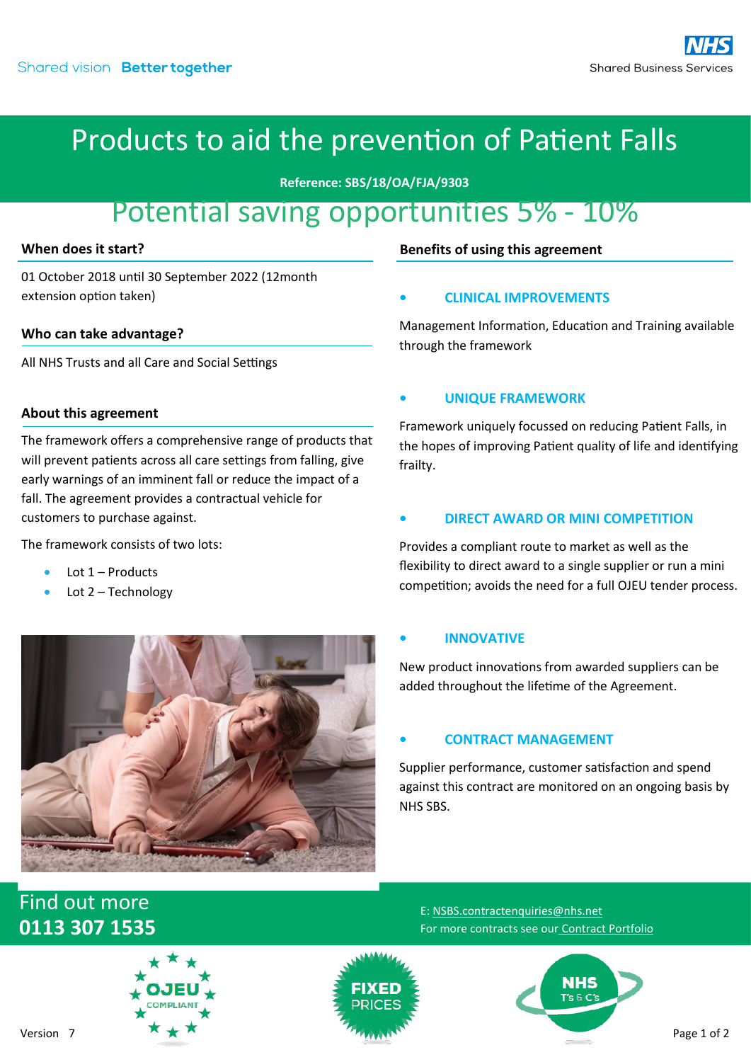Shared vision **Better together**

NHS Shared Business Services

# Products to aid the prevention of Patient Falls

**Reference: SBS/18/OA/FJA/9303**

## Potential saving opportunities 5% - 10%

### When does it start?

01 October 2018 until 30 September 2022 (12month extension option taken)

### Who can take advantage?

All NHS Trusts and all Care and Social Settings

### About this agreement

The framework offers a comprehensive range of products that will prevent patients across all care settings from falling, give early warnings of an imminent fall or reduce the impact of a fall. The agreement provides a contractual vehicle for customers to purchase against.

The framework consists of two lots:

- Lot 1 – Products
- Lot 2 – Technology

### Benefits of using this agreement

- **CLINICAL IMPROVEMENTS**

Management Information, Education and Training available through the framework

- **UNIQUE FRAMEWORK**

Framework uniquely focussed on reducing Patient Falls, in the hopes of improving Patient quality of life and identifying frailty.

- **DIRECT AWARD OR MINI COMPETITION**

Provides a compliant route to market as well as the flexibility to direct award to a single supplier or run a mini competition; avoids the need for a full OJEU tender process.

- **INNOVATIVE**

New product innovations from awarded suppliers can be added throughout the lifetime of the Agreement.

- **CONTRACT MANAGEMENT**

Supplier performance, customer satisfaction and spend against this contract are monitored on an ongoing basis by NHS SBS.

## Find out more
**0113 307 1535**

E: NSBS.contractenquiries@nhs.net
For more contracts see our Contract Portfolio

OJEU COMPLIANT | FIXED PRICES | NHS T's & C's

Version 7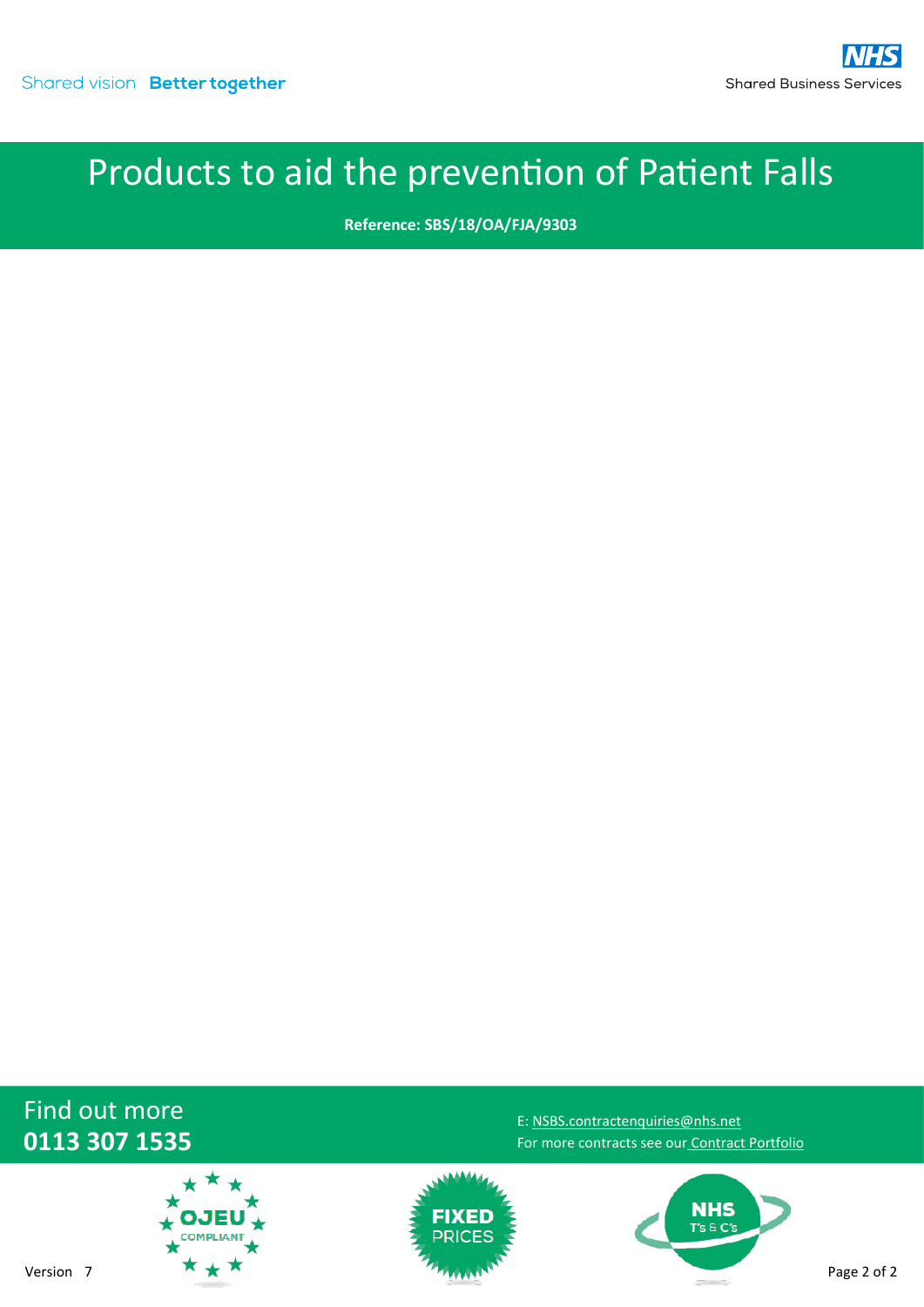# Products to aid the prevention of Patient Falls

**Reference: SBS/18/OA/FJA/9303**

Find out more
**0113 307 1535**

E: NSBS.contractenquiries@nhs.net
For more contracts see our Contract Portfolio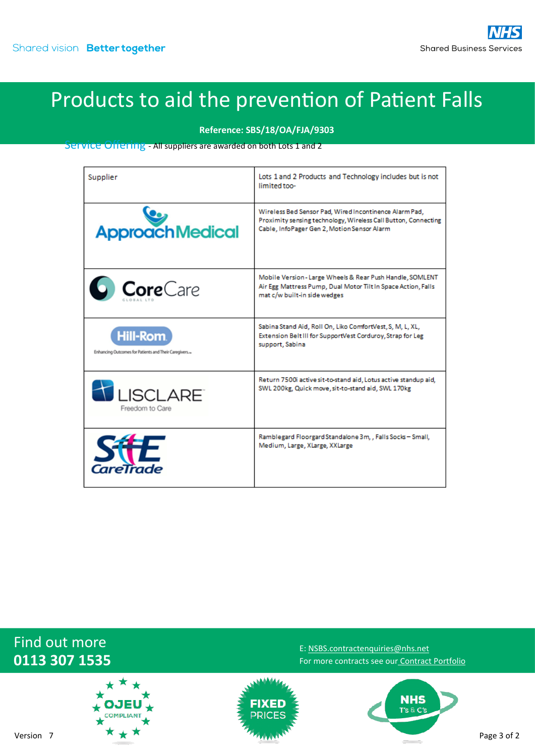# Products to aid the prevention of Patient Falls

**Reference: SBS/18/OA/FJA/9303**

Service Offering - All suppliers are awarded on both Lots 1 and 2

| Supplier | Lots 1 and 2 Products and Technology includes but is not limited too- |
|---|---|
| Approach Medical | Wireless Bed Sensor Pad, Wired Incontinence Alarm Pad, Proximity sensing technology, Wireless Call Button, Connecting Cable, InfoPager Gen 2, Motion Sensor Alarm |
| CoreCare Global Ltd | Mobile Version - Large Wheels & Rear Push Handle, SOMLENT Air Egg Mattress Pump, Dual Motor Tilt In Space Action, Falls mat c/w built-in side wedges |
| Hill-Rom | Sabina Stand Aid, Roll On, Liko ComfortVest, S, M, L, XL, Extension Belt III for SupportVest Corduroy, Strap for Leg support, Sabina |
| LISCLARE | Return 7500i active sit-to-stand aid, Lotus active standup aid, SWL 200kg, Quick move, sit-to-stand aid, SWL 170kg |
| S&E CareTrade | Ramblegard Floorgard Standalone 3m, , Falls Socks – Small, Medium, Large, XLarge, XXLarge |

Find out more
**0113 307 1535**

E: NSBS.contractenquiries@nhs.net
For more contracts see our Contract Portfolio

Version 7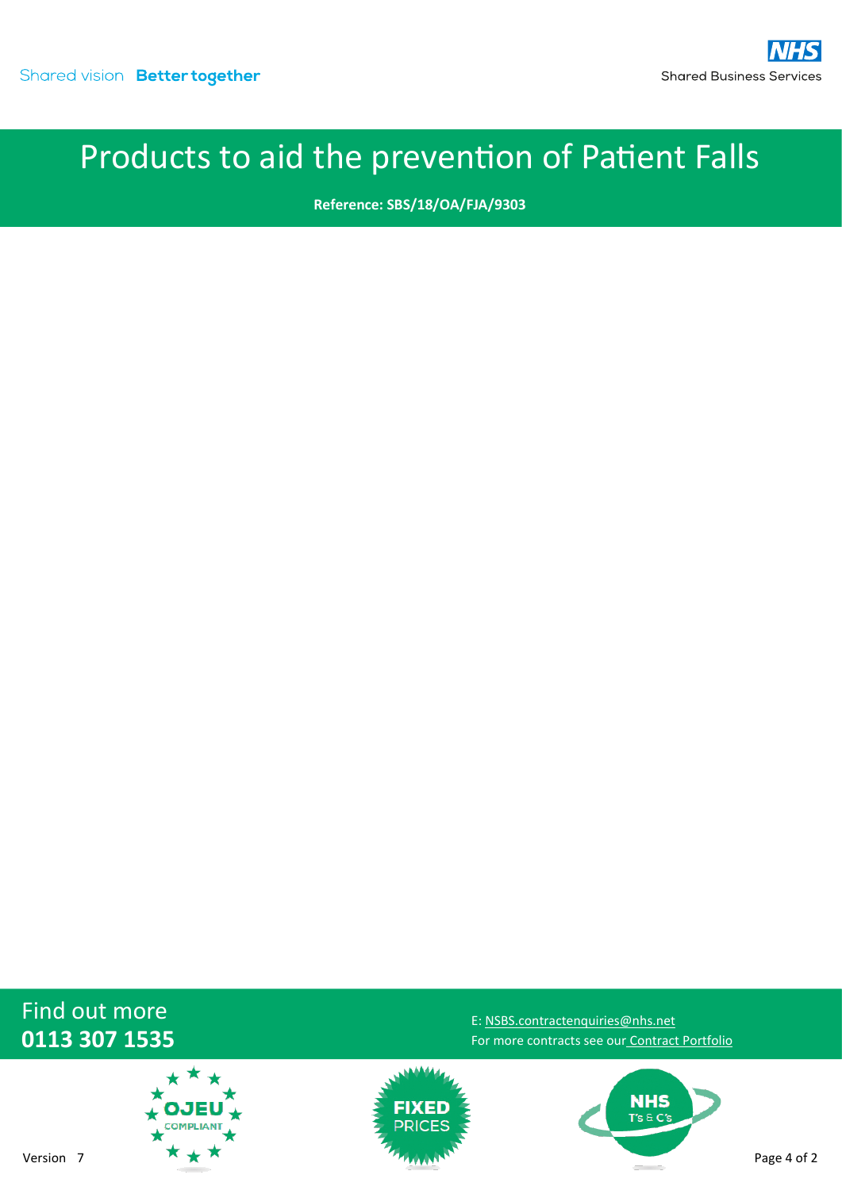# Products to aid the prevention of Patient Falls

**Reference: SBS/18/OA/FJA/9303**

Find out more
**0113 307 1535**

E: NSBS.contractenquiries@nhs.net
For more contracts see our Contract Portfolio

Version 7